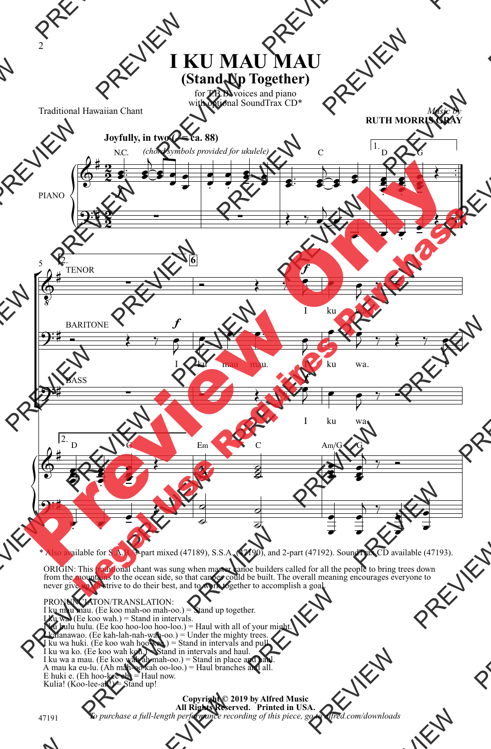# I KU MAU MAU
## (Stand Up Together)

for T.B.B. voices and piano
with optional SoundTrax CD*

Traditional Hawaiian Chant

*Music by*
**RUTH MORRIS GRAY**

**Joyfully, in two (♩ = ca. 88)**

\* Also available for S.A.B./3-part mixed (47189), S.S.A. (47190), and 2-part (47192). SoundTrax CD available (47193).

ORIGIN: This traditional chant was sung when master canoe builders called for all the people to bring trees down from the mountains to the ocean side, so that canoes could be built. The overall meaning encourages everyone to never give up, to strive to do their best, and to work together to accomplish a goal.

PRONUNCIATON/TRANSLATION:
I ku mau mau. (Ee koo mah-oo mah-oo.) = Stand up together.
I ku wa. (Ee koo wah.) = Stand in intervals.
I ku hulu hulu. (Ee koo hoo-loo hoo-loo.) = Haul with all of your might.
I kalanawao. (Ee kah-lah-nah-wah-oo.) = Under the mighty trees.
I ku wa huki. (Ee koo wah hoo-kee.) = Stand in intervals and pull.
I ku wa ko. (Ee koo wah koh.) = Stand in intervals and haul.
I ku wa a mau. (Ee koo wah ah mah-oo.) = Stand in place and haul.
A mau ka eu-lu. (Ah mah-oo kah oo-loo.) = Haul branches and all.
E huki e. (Eh hoo-kee eh) = Haul now.
Kulia! (Koo-lee-ah!) = Stand up!

**Copyright © 2019 by Alfred Music**
**All Rights Reserved. Printed in USA.**
*To purchase a full-length performance recording of this piece, go to alfred.com/downloads*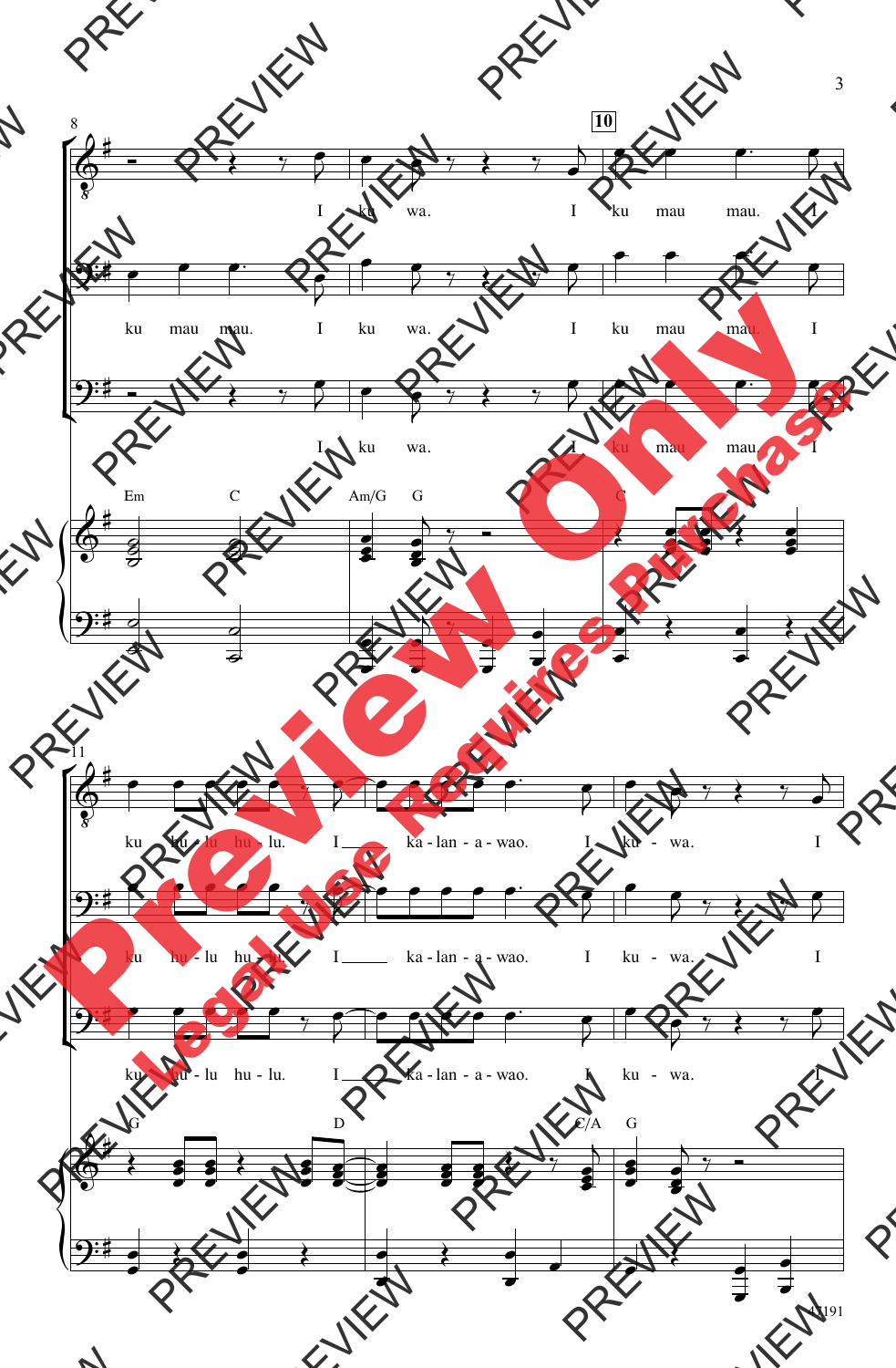I ku wa. I ku mau mau. I

ku mau mau. I ku wa. I ku mau mau. I

I ku wa. I ku mau mau. I

Em C Am/G G C

ku hu - lu hu - lu. I ka - lan - a - wao. I ku - wa. I

ku hu - lu hu - lu. I ka - lan - a - wao. I ku - wa. I

ku hu - lu hu - lu. I ka - lan - a - wao. I ku - wa. I

G D C/A G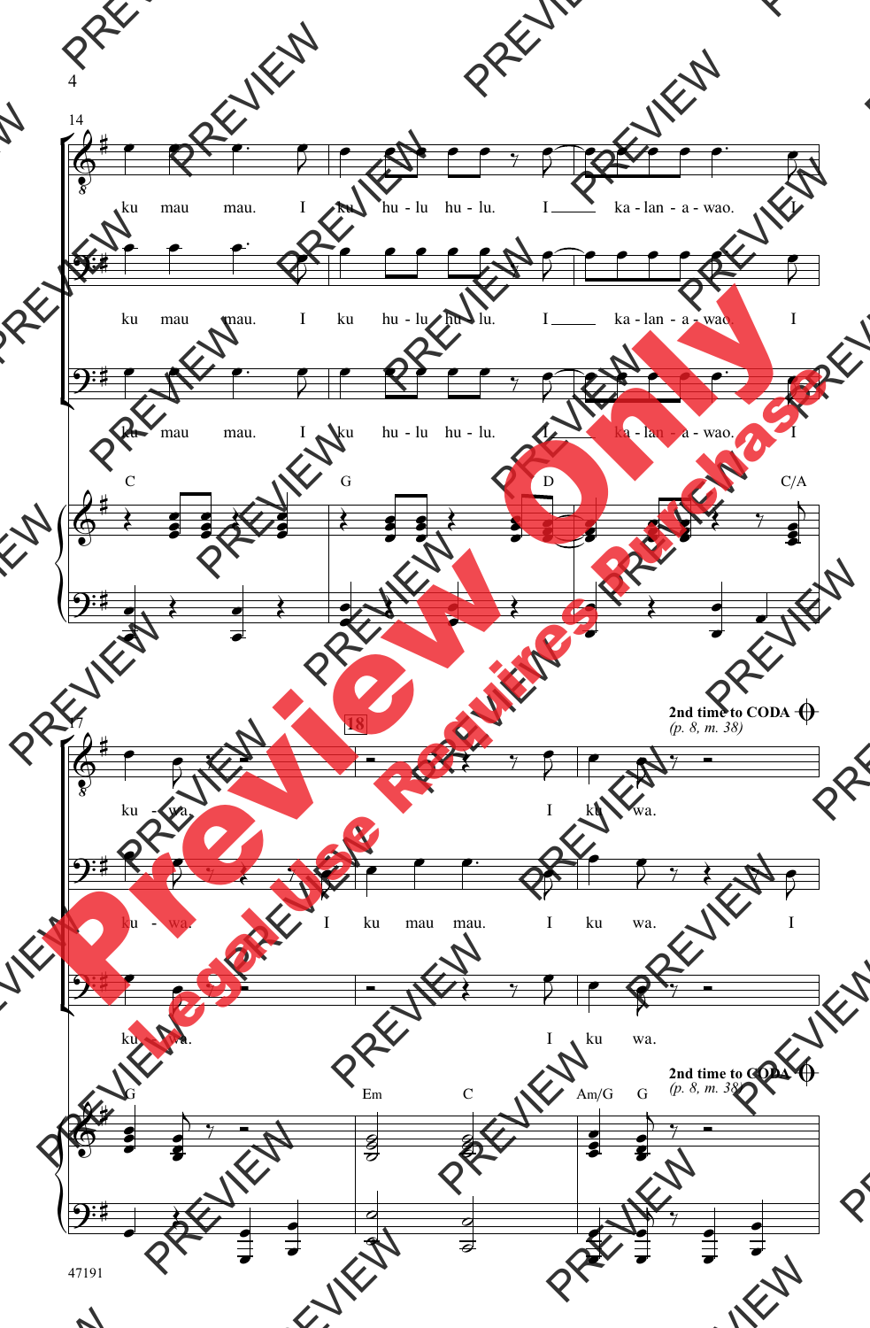ku mau mau. I ku hu - lu hu - lu. I ka - lan - a - wao.

ku mau mau. I ku hu - lu hu - lu. I ka - lan - a - wao. I

ku mau mau. I ku hu - lu hu - lu. I ka - lan - a - wao. I

C G D C/A

ku - wa. I ku wa.

ku - wa. I ku mau mau. I ku wa. I

ku - wa. I ku wa.

G Em C Am/G G

**2nd time to CODA** *(p. 8, m. 38)*

47191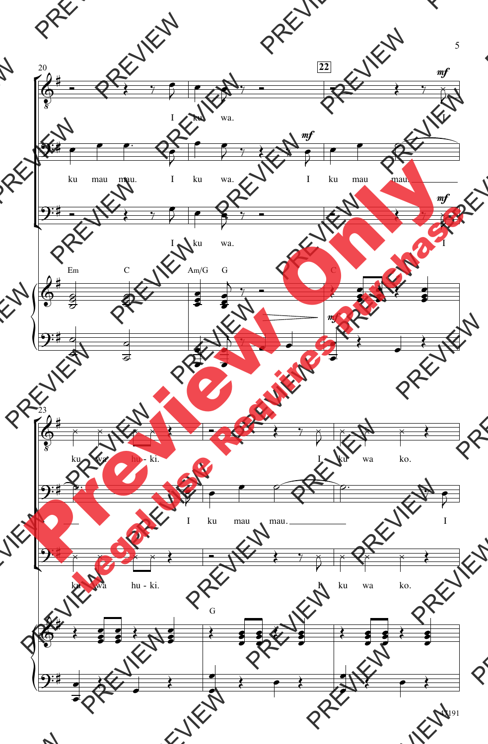20

I ku wa.

ku mau mau. I ku wa. I ku mau mau.

I ku wa.

Em C Am/G G

22

*mf*

I

*mf*

I

C

*mf*

23

ku wa hu - ki. I ku wa ko.

I ku mau mau. I

ku wa hu - ki. I ku wa ko.

G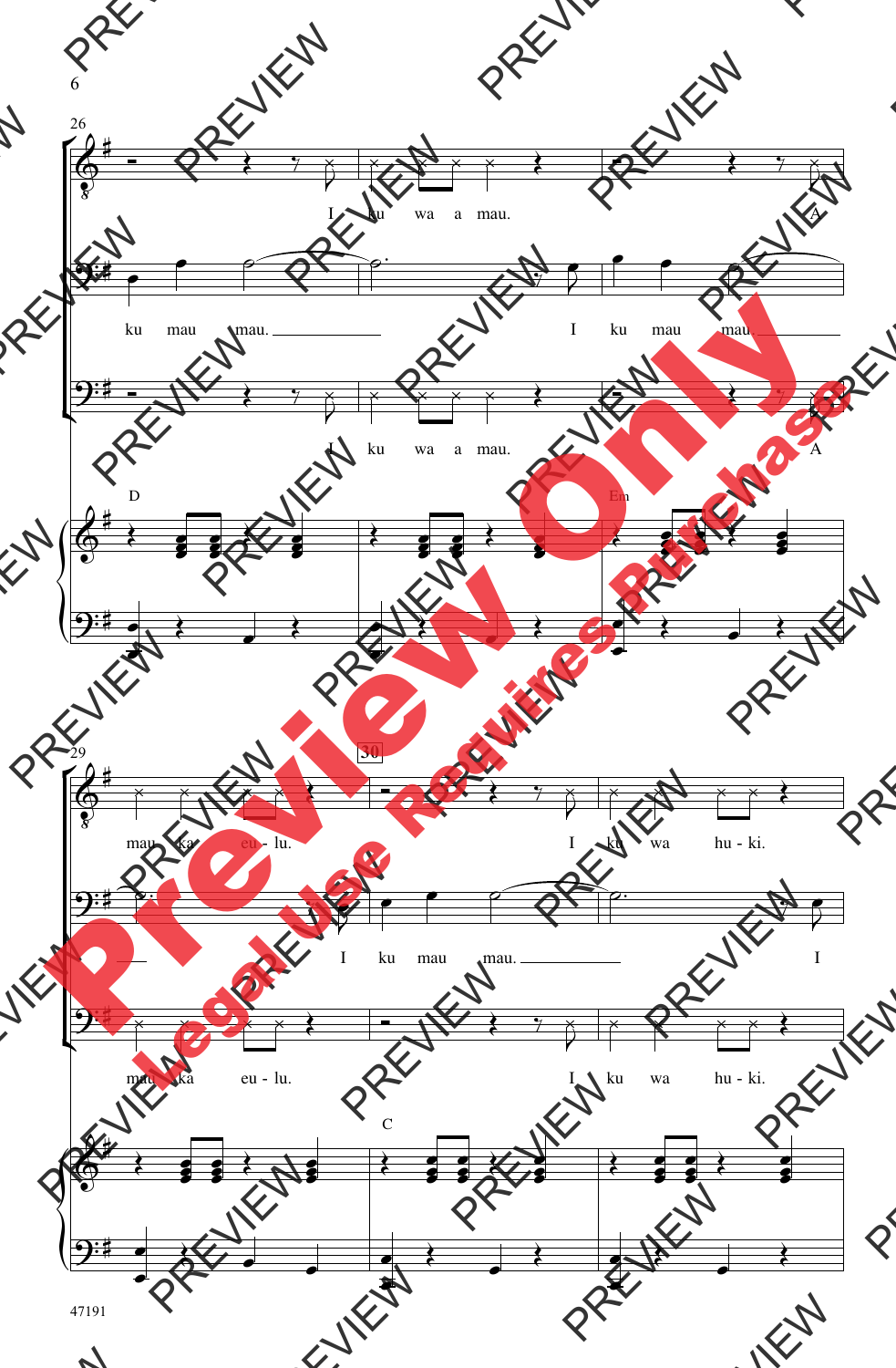26

I ku wa a mau. A

ku mau mau. I ku mau mau.

I ku wa a mau. A

D Em

29 30

mau ka eu - lu. I ku wa hu - ki.

I ku mau mau. I

mau ka eu - lu. I ku wa hu - ki.

C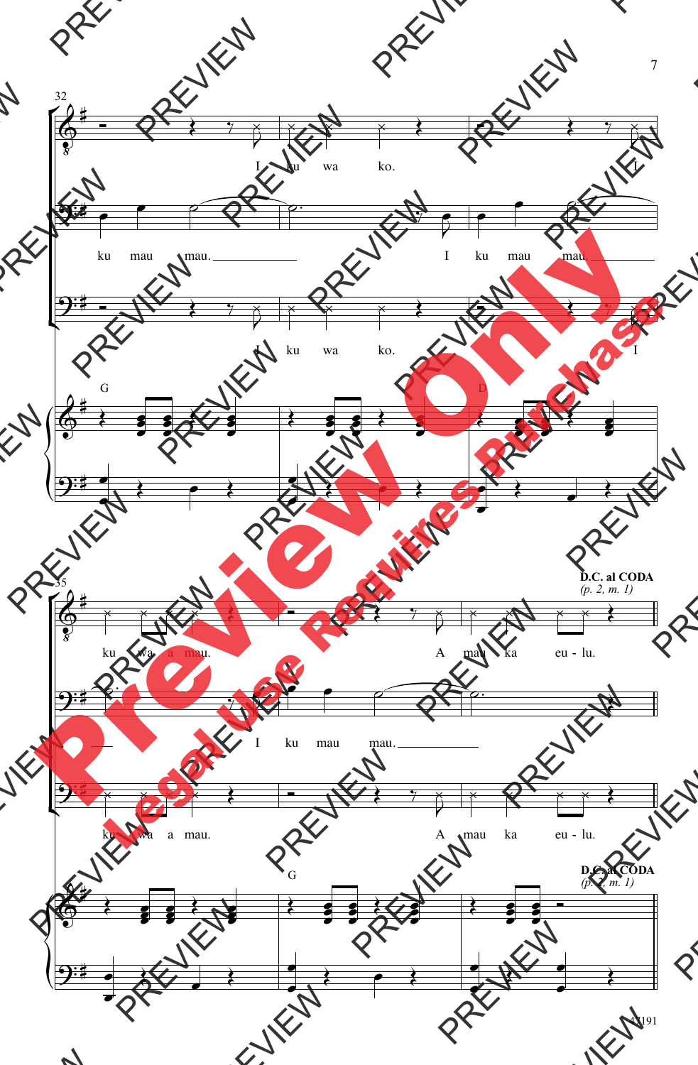I ku wa ko. I

ku mau mau. I ku mau mau.

I ku wa ko. I

G D

ku wa a mau. A mau ka eu - lu.

**D.C. al CODA**
*(p. 2, m. 1)*

I ku mau mau.

ku wa a mau. A mau ka eu - lu.

G

**D.C. al CODA**
*(p. 2, m. 1)*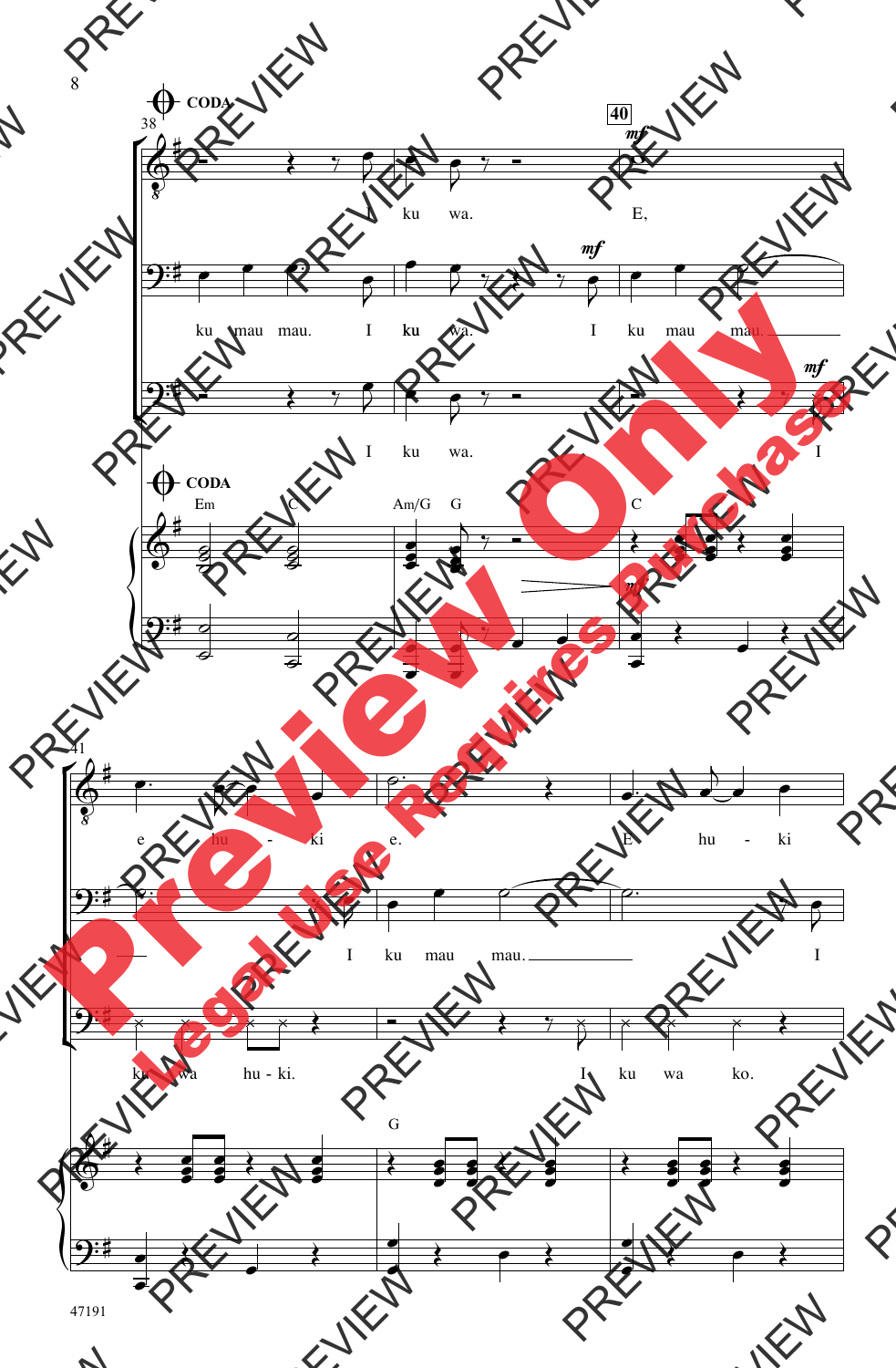CODA

I ku wa. E,

ku mau mau. I ku wa. I ku mau mau.

I ku wa. I

CODA

Em C Am/G G C

e hu - ki e. E hu - ki

I ku mau mau. I

ku wa hu - ki. I ku wa ko.

G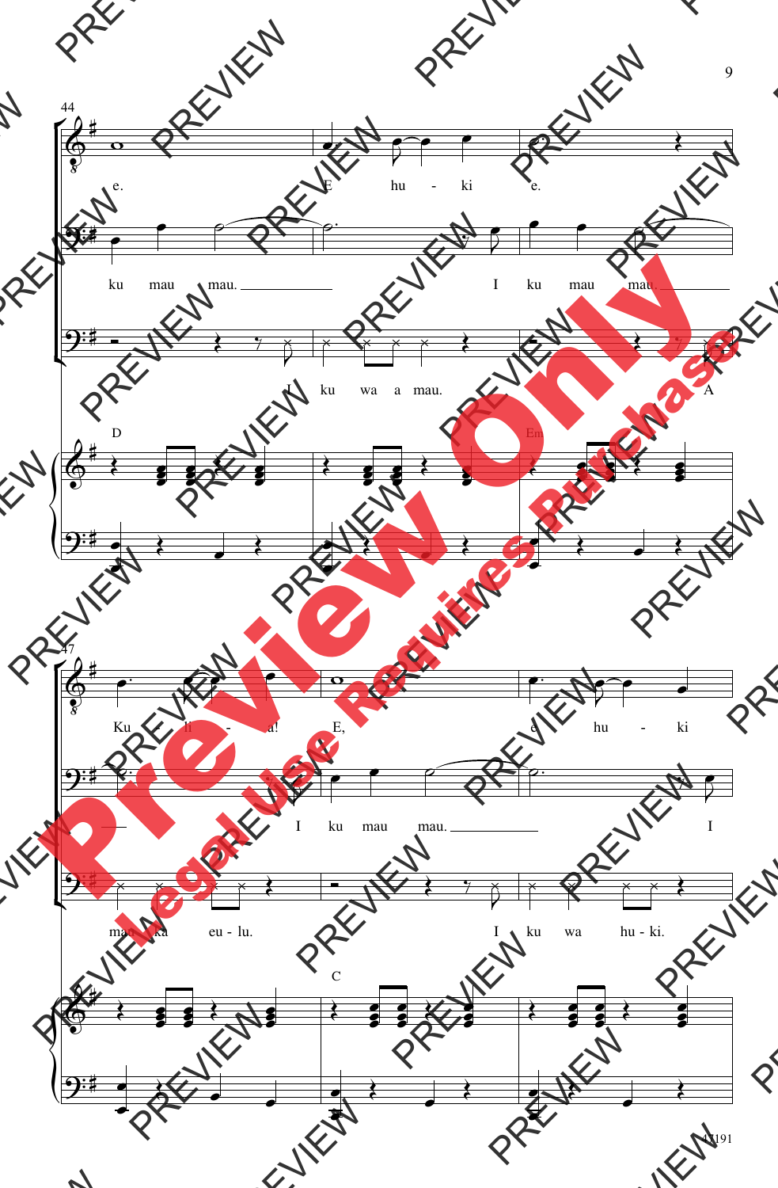44

e. E hu - ki e.

ku mau mau. I ku mau mau.

I ku wa a mau. A

D Em

47

Ku li - a! E, e hu - ki

I ku mau mau. I

ma - ka eu - lu. I ku wa hu - ki.

C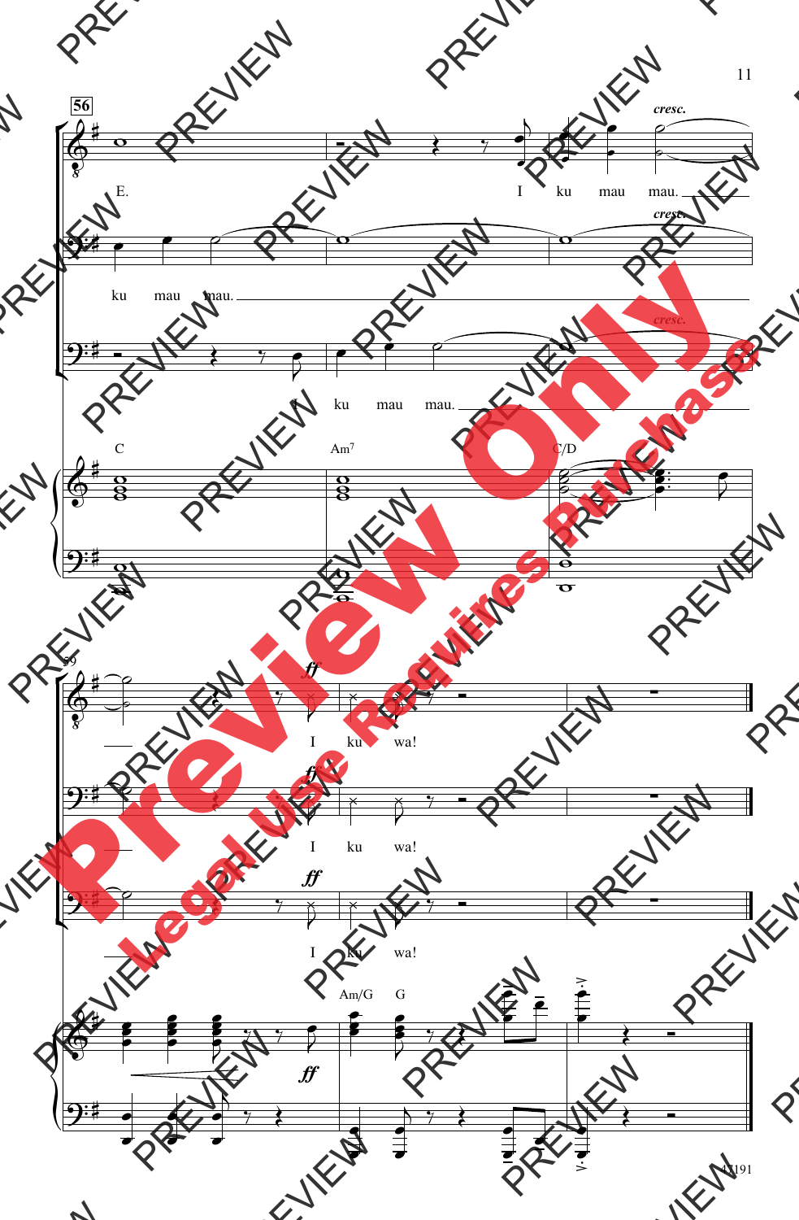56

cresc.

E. I ku mau mau.

cresc.

ku mau mau.

cresc.

I ku mau mau.

C Am7 C/D

59

ff

I ku wa!

ff

I ku wa!

ff

I ku wa!

Am/G G

ff